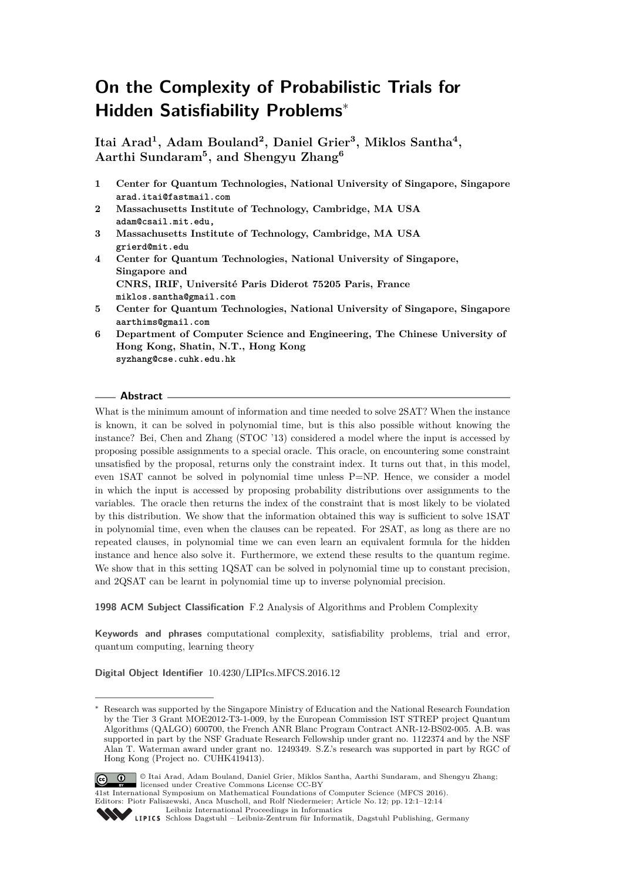# On the Complexity of Probabilistic Trials for Hidden Satisfiability Problems*

**Itai Arad[1], Adam Bouland[2], Daniel Grier[3], Miklos Santha[4], Aarthi Sundaram[5], and Shengyu Zhang[6]**

1. **Center for Quantum Technologies, National University of Singapore, Singapore**
   `arad.itai@fastmail.com`
2. **Massachusetts Institute of Technology, Cambridge, MA USA**
   `adam@csail.mit.edu,`
3. **Massachusetts Institute of Technology, Cambridge, MA USA**
   `grierd@mit.edu`
4. **Center for Quantum Technologies, National University of Singapore, Singapore and**
   **CNRS, IRIF, Université Paris Diderot 75205 Paris, France**
   `miklos.santha@gmail.com`
5. **Center for Quantum Technologies, National University of Singapore, Singapore**
   `aarthims@gmail.com`
6. **Department of Computer Science and Engineering, The Chinese University of Hong Kong, Shatin, N.T., Hong Kong**
   `syzhang@cse.cuhk.edu.hk`

## Abstract

What is the minimum amount of information and time needed to solve 2SAT? When the instance is known, it can be solved in polynomial time, but is this also possible without knowing the instance? Bei, Chen and Zhang (STOC '13) considered a model where the input is accessed by proposing possible assignments to a special oracle. This oracle, on encountering some constraint unsatisfied by the proposal, returns only the constraint index. It turns out that, in this model, even 1SAT cannot be solved in polynomial time unless P=NP. Hence, we consider a model in which the input is accessed by proposing probability distributions over assignments to the variables. The oracle then returns the index of the constraint that is most likely to be violated by this distribution. We show that the information obtained this way is sufficient to solve 1SAT in polynomial time, even when the clauses can be repeated. For 2SAT, as long as there are no repeated clauses, in polynomial time we can even learn an equivalent formula for the hidden instance and hence also solve it. Furthermore, we extend these results to the quantum regime. We show that in this setting 1QSAT can be solved in polynomial time up to constant precision, and 2QSAT can be learnt in polynomial time up to inverse polynomial precision.

**1998 ACM Subject Classification** F.2 Analysis of Algorithms and Problem Complexity

**Keywords and phrases** computational complexity, satisfiability problems, trial and error, quantum computing, learning theory

**Digital Object Identifier** 10.4230/LIPIcs.MFCS.2016.12

---

* Research was supported by the Singapore Ministry of Education and the National Research Foundation by the Tier 3 Grant MOE2012-T3-1-009, by the European Commission IST STREP project Quantum Algorithms (QALGO) 600700, the French ANR Blanc Program Contract ANR-12-BS02-005. A.B. was supported in part by the NSF Graduate Research Fellowship under grant no. 1122374 and by the NSF Alan T. Waterman award under grant no. 1249349. S.Z.'s research was supported in part by RGC of Hong Kong (Project no. CUHK419413).

© Itai Arad, Adam Bouland, Daniel Grier, Miklos Santha, Aarthi Sundaram, and Shengyu Zhang; licensed under Creative Commons License CC-BY
41st International Symposium on Mathematical Foundations of Computer Science (MFCS 2016).
Editors: Piotr Faliszewski, Anca Muscholl, and Rolf Niedermeier; Article No. 12; pp. 12:1–12:14
Leibniz International Proceedings in Informatics
LIPICS Schloss Dagstuhl – Leibniz-Zentrum für Informatik, Dagstuhl Publishing, Germany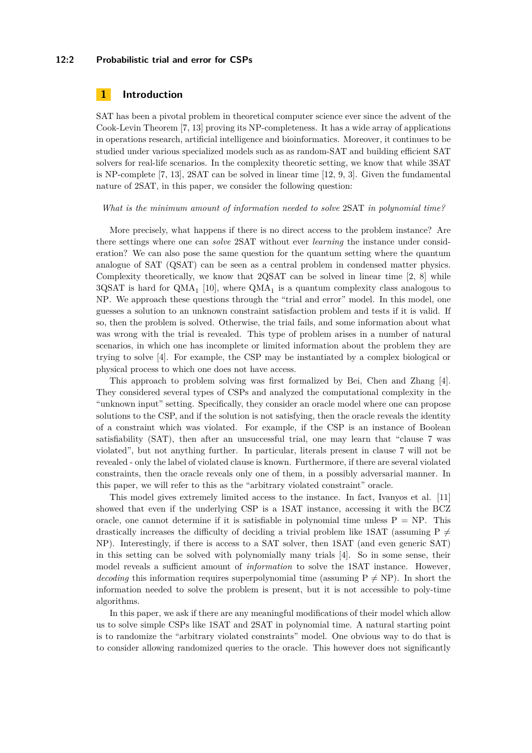## 1 Introduction

SAT has been a pivotal problem in theoretical computer science ever since the advent of the Cook-Levin Theorem [7, 13] proving its NP-completeness. It has a wide array of applications in operations research, artificial intelligence and bioinformatics. Moreover, it continues to be studied under various specialized models such as as random-SAT and building efficient SAT solvers for real-life scenarios. In the complexity theoretic setting, we know that while 3SAT is NP-complete [7, 13], 2SAT can be solved in linear time [12, 9, 3]. Given the fundamental nature of 2SAT, in this paper, we consider the following question:

*What is the minimum amount of information needed to solve* 2SAT *in polynomial time?*

More precisely, what happens if there is no direct access to the problem instance? Are there settings where one can *solve* 2SAT without ever *learning* the instance under consideration? We can also pose the same question for the quantum setting where the quantum analogue of SAT (QSAT) can be seen as a central problem in condensed matter physics. Complexity theoretically, we know that 2QSAT can be solved in linear time [2, 8] while 3QSAT is hard for $\mathrm{QMA}_1$ [10], where $\mathrm{QMA}_1$ is a quantum complexity class analogous to NP. We approach these questions through the "trial and error" model. In this model, one guesses a solution to an unknown constraint satisfaction problem and tests if it is valid. If so, then the problem is solved. Otherwise, the trial fails, and some information about what was wrong with the trial is revealed. This type of problem arises in a number of natural scenarios, in which one has incomplete or limited information about the problem they are trying to solve [4]. For example, the CSP may be instantiated by a complex biological or physical process to which one does not have access.

This approach to problem solving was first formalized by Bei, Chen and Zhang [4]. They considered several types of CSPs and analyzed the computational complexity in the "unknown input" setting. Specifically, they consider an oracle model where one can propose solutions to the CSP, and if the solution is not satisfying, then the oracle reveals the identity of a constraint which was violated. For example, if the CSP is an instance of Boolean satisfiability (SAT), then after an unsuccessful trial, one may learn that "clause 7 was violated", but not anything further. In particular, literals present in clause 7 will not be revealed - only the label of violated clause is known. Furthermore, if there are several violated constraints, then the oracle reveals only one of them, in a possibly adversarial manner. In this paper, we will refer to this as the "arbitrary violated constraint" oracle.

This model gives extremely limited access to the instance. In fact, Ivanyos et al. [11] showed that even if the underlying CSP is a 1SAT instance, accessing it with the BCZ oracle, one cannot determine if it is satisfiable in polynomial time unless P = NP. This drastically increases the difficulty of deciding a trivial problem like 1SAT (assuming P $\neq$ NP). Interestingly, if there is access to a SAT solver, then 1SAT (and even generic SAT) in this setting can be solved with polynomially many trials [4]. So in some sense, their model reveals a sufficient amount of *information* to solve the 1SAT instance. However, *decoding* this information requires superpolynomial time (assuming P $\neq$ NP). In short the information needed to solve the problem is present, but it is not accessible to poly-time algorithms.

In this paper, we ask if there are any meaningful modifications of their model which allow us to solve simple CSPs like 1SAT and 2SAT in polynomial time. A natural starting point is to randomize the "arbitrary violated constraints" model. One obvious way to do that is to consider allowing randomized queries to the oracle. This however does not significantly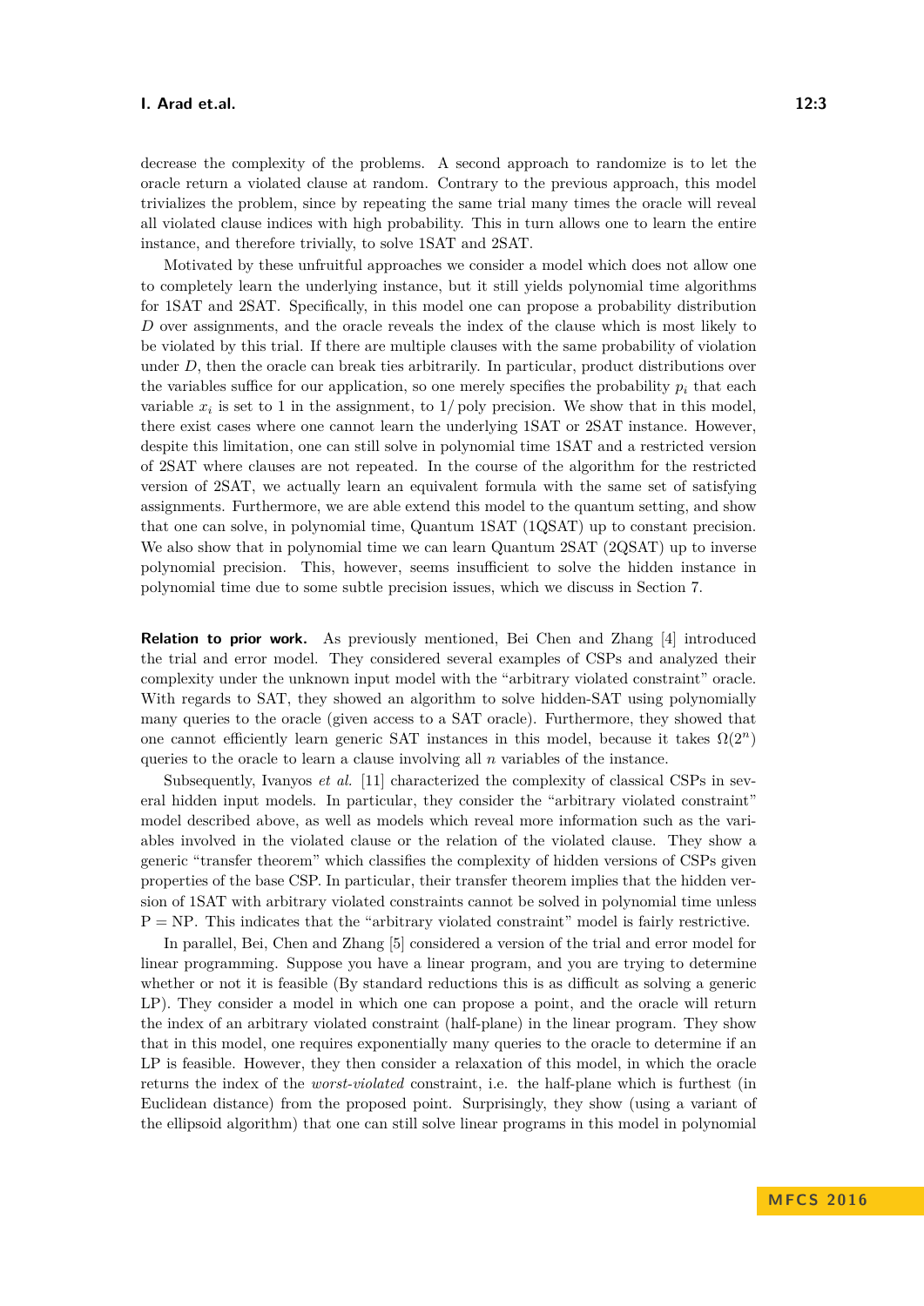decrease the complexity of the problems. A second approach to randomize is to let the oracle return a violated clause at random. Contrary to the previous approach, this model trivializes the problem, since by repeating the same trial many times the oracle will reveal all violated clause indices with high probability. This in turn allows one to learn the entire instance, and therefore trivially, to solve 1SAT and 2SAT.

Motivated by these unfruitful approaches we consider a model which does not allow one to completely learn the underlying instance, but it still yields polynomial time algorithms for 1SAT and 2SAT. Specifically, in this model one can propose a probability distribution $D$ over assignments, and the oracle reveals the index of the clause which is most likely to be violated by this trial. If there are multiple clauses with the same probability of violation under $D$, then the oracle can break ties arbitrarily. In particular, product distributions over the variables suffice for our application, so one merely specifies the probability $p_i$ that each variable $x_i$ is set to 1 in the assignment, to $1/\text{poly}$ precision. We show that in this model, there exist cases where one cannot learn the underlying 1SAT or 2SAT instance. However, despite this limitation, one can still solve in polynomial time 1SAT and a restricted version of 2SAT where clauses are not repeated. In the course of the algorithm for the restricted version of 2SAT, we actually learn an equivalent formula with the same set of satisfying assignments. Furthermore, we are able extend this model to the quantum setting, and show that one can solve, in polynomial time, Quantum 1SAT (1QSAT) up to constant precision. We also show that in polynomial time we can learn Quantum 2SAT (2QSAT) up to inverse polynomial precision. This, however, seems insufficient to solve the hidden instance in polynomial time due to some subtle precision issues, which we discuss in Section 7.

**Relation to prior work.** As previously mentioned, Bei Chen and Zhang [4] introduced the trial and error model. They considered several examples of CSPs and analyzed their complexity under the unknown input model with the "arbitrary violated constraint" oracle. With regards to SAT, they showed an algorithm to solve hidden-SAT using polynomially many queries to the oracle (given access to a SAT oracle). Furthermore, they showed that one cannot efficiently learn generic SAT instances in this model, because it takes $\Omega(2^n)$ queries to the oracle to learn a clause involving all $n$ variables of the instance.

Subsequently, Ivanyos *et al.* [11] characterized the complexity of classical CSPs in several hidden input models. In particular, they consider the "arbitrary violated constraint" model described above, as well as models which reveal more information such as the variables involved in the violated clause or the relation of the violated clause. They show a generic "transfer theorem" which classifies the complexity of hidden versions of CSPs given properties of the base CSP. In particular, their transfer theorem implies that the hidden version of 1SAT with arbitrary violated constraints cannot be solved in polynomial time unless P = NP. This indicates that the "arbitrary violated constraint" model is fairly restrictive.

In parallel, Bei, Chen and Zhang [5] considered a version of the trial and error model for linear programming. Suppose you have a linear program, and you are trying to determine whether or not it is feasible (By standard reductions this is as difficult as solving a generic LP). They consider a model in which one can propose a point, and the oracle will return the index of an arbitrary violated constraint (half-plane) in the linear program. They show that in this model, one requires exponentially many queries to the oracle to determine if an LP is feasible. However, they then consider a relaxation of this model, in which the oracle returns the index of the *worst-violated* constraint, i.e. the half-plane which is furthest (in Euclidean distance) from the proposed point. Surprisingly, they show (using a variant of the ellipsoid algorithm) that one can still solve linear programs in this model in polynomial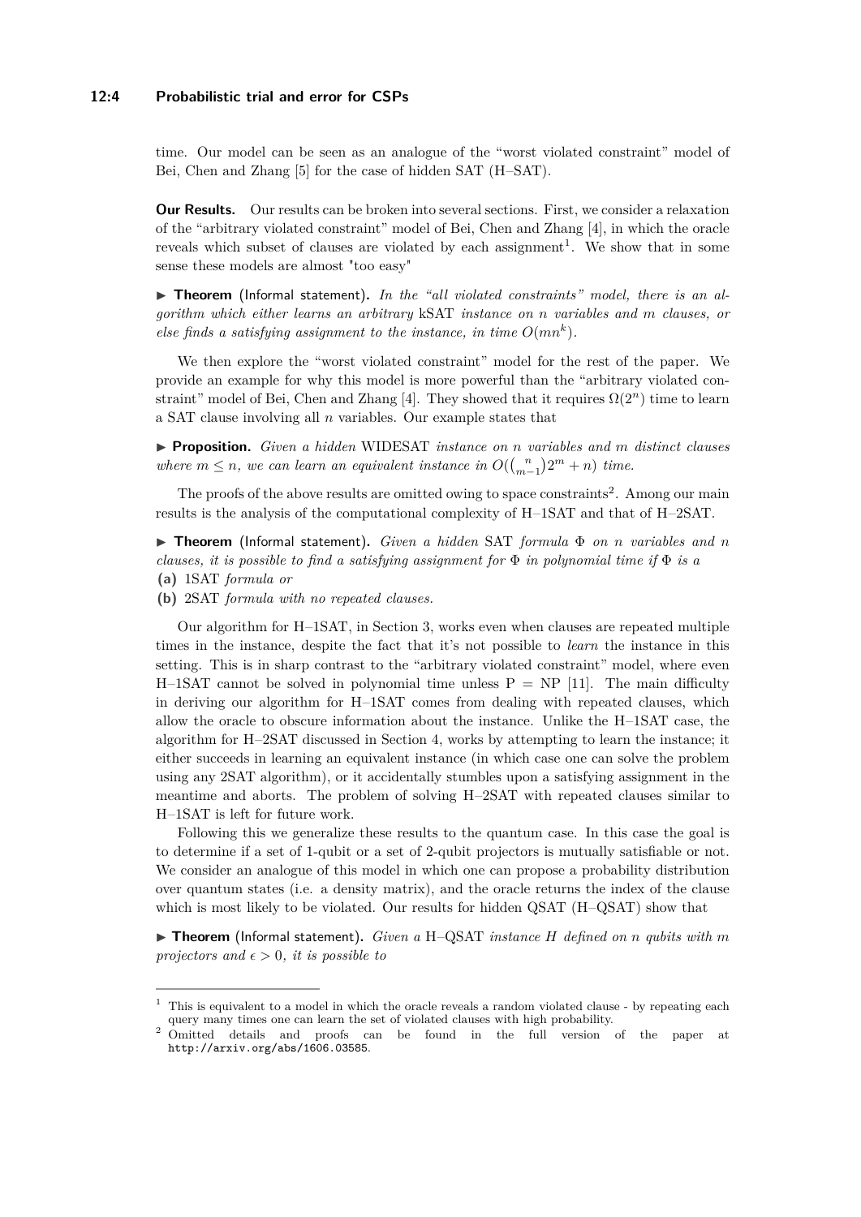time. Our model can be seen as an analogue of the "worst violated constraint" model of Bei, Chen and Zhang [5] for the case of hidden SAT (H–SAT).

**Our Results.** Our results can be broken into several sections. First, we consider a relaxation of the "arbitrary violated constraint" model of Bei, Chen and Zhang [4], in which the oracle reveals which subset of clauses are violated by each assignment[1]. We show that in some sense these models are almost "too easy"

▶ **Theorem** (Informal statement). *In the "all violated constraints" model, there is an algorithm which either learns an arbitrary* kSAT *instance on n variables and m clauses, or else finds a satisfying assignment to the instance, in time* $O(mn^k)$.

We then explore the "worst violated constraint" model for the rest of the paper. We provide an example for why this model is more powerful than the "arbitrary violated constraint" model of Bei, Chen and Zhang [4]. They showed that it requires $\Omega(2^n)$ time to learn a SAT clause involving all $n$ variables. Our example states that

▶ **Proposition.** *Given a hidden* WIDESAT *instance on n variables and m distinct clauses where* $m \leq n$, *we can learn an equivalent instance in* $O(\binom{n}{m-1}2^m + n)$ *time.*

The proofs of the above results are omitted owing to space constraints[2]. Among our main results is the analysis of the computational complexity of H–1SAT and that of H–2SAT.

▶ **Theorem** (Informal statement). *Given a hidden* SAT *formula* $\Phi$ *on n variables and n clauses, it is possible to find a satisfying assignment for* $\Phi$ *in polynomial time if* $\Phi$ *is a*

**(a)** 1SAT *formula or*

**(b)** 2SAT *formula with no repeated clauses.*

Our algorithm for H–1SAT, in Section 3, works even when clauses are repeated multiple times in the instance, despite the fact that it's not possible to *learn* the instance in this setting. This is in sharp contrast to the "arbitrary violated constraint" model, where even H–1SAT cannot be solved in polynomial time unless P = NP [11]. The main difficulty in deriving our algorithm for H–1SAT comes from dealing with repeated clauses, which allow the oracle to obscure information about the instance. Unlike the H–1SAT case, the algorithm for H–2SAT discussed in Section 4, works by attempting to learn the instance; it either succeeds in learning an equivalent instance (in which case one can solve the problem using any 2SAT algorithm), or it accidentally stumbles upon a satisfying assignment in the meantime and aborts. The problem of solving H–2SAT with repeated clauses similar to H–1SAT is left for future work.

Following this we generalize these results to the quantum case. In this case the goal is to determine if a set of 1-qubit or a set of 2-qubit projectors is mutually satisfiable or not. We consider an analogue of this model in which one can propose a probability distribution over quantum states (i.e. a density matrix), and the oracle returns the index of the clause which is most likely to be violated. Our results for hidden QSAT (H–QSAT) show that

▶ **Theorem** (Informal statement). *Given a* H–QSAT *instance H defined on n qubits with m projectors and* $\epsilon > 0$, *it is possible to*

---

[1] This is equivalent to a model in which the oracle reveals a random violated clause - by repeating each query many times one can learn the set of violated clauses with high probability.

[2] Omitted details and proofs can be found in the full version of the paper at http://arxiv.org/abs/1606.03585.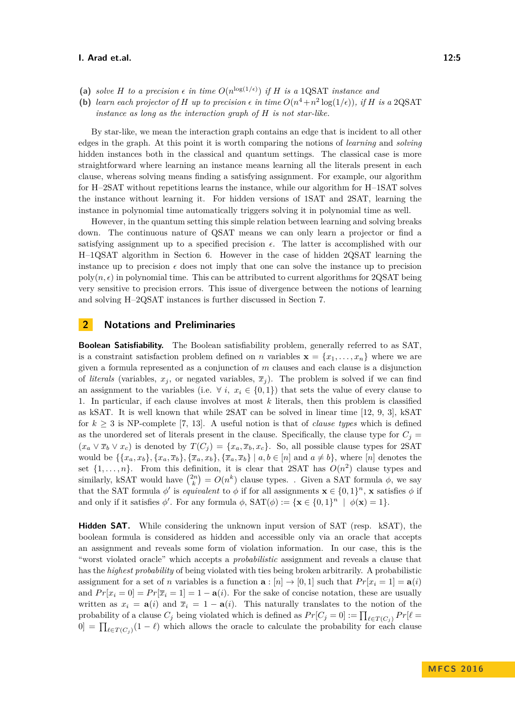**(a)** *solve $H$ to a precision $\epsilon$ in time $O(n^{\log(1/\epsilon)})$ if $H$ is a* 1QSAT *instance and*

**(b)** *learn each projector of $H$ up to precision $\epsilon$ in time $O(n^4 + n^2 \log(1/\epsilon))$, if $H$ is a* 2QSAT *instance as long as the interaction graph of $H$ is not star-like.*

By star-like, we mean the interaction graph contains an edge that is incident to all other edges in the graph. At this point it is worth comparing the notions of *learning* and *solving* hidden instances both in the classical and quantum settings. The classical case is more straightforward where learning an instance means learning all the literals present in each clause, whereas solving means finding a satisfying assignment. For example, our algorithm for H–2SAT without repetitions learns the instance, while our algorithm for H–1SAT solves the instance without learning it. For hidden versions of 1SAT and 2SAT, learning the instance in polynomial time automatically triggers solving it in polynomial time as well.

However, in the quantum setting this simple relation between learning and solving breaks down. The continuous nature of QSAT means we can only learn a projector or find a satisfying assignment up to a specified precision $\epsilon$. The latter is accomplished with our H–1QSAT algorithm in Section 6. However in the case of hidden 2QSAT learning the instance up to precision $\epsilon$ does not imply that one can solve the instance up to precision $\text{poly}(n, \epsilon)$ in polynomial time. This can be attributed to current algorithms for 2QSAT being very sensitive to precision errors. This issue of divergence between the notions of learning and solving H–2QSAT instances is further discussed in Section 7.

## 2 Notations and Preliminaries

**Boolean Satisfiability.** The Boolean satisfiability problem, generally referred to as SAT, is a constraint satisfaction problem defined on $n$ variables $\mathbf{x} = \{x_1, \ldots, x_n\}$ where we are given a formula represented as a conjunction of $m$ clauses and each clause is a disjunction of *literals* (variables, $x_j$, or negated variables, $\overline{x}_j$). The problem is solved if we can find an assignment to the variables (i.e. $\forall\ i,\ x_i \in \{0, 1\}$) that sets the value of every clause to 1. In particular, if each clause involves at most $k$ literals, then this problem is classified as kSAT. It is well known that while 2SAT can be solved in linear time [12, 9, 3], kSAT for $k \geq 3$ is NP-complete [7, 13]. A useful notion is that of *clause types* which is defined as the unordered set of literals present in the clause. Specifically, the clause type for $C_j = (x_a \vee \overline{x}_b \vee x_c)$ is denoted by $T(C_j) = \{x_a, \overline{x}_b, x_c\}$. So, all possible clause types for 2SAT would be $\{\{x_a, x_b\}, \{x_a, \overline{x}_b\}, \{\overline{x}_a, x_b\}, \{\overline{x}_a, \overline{x}_b\} \mid a, b \in [n] \text{ and } a \neq b\}$, where $[n]$ denotes the set $\{1, \ldots, n\}$. From this definition, it is clear that 2SAT has $O(n^2)$ clause types and similarly, kSAT would have $\binom{2n}{k} = O(n^k)$ clause types. . Given a SAT formula $\phi$, we say that the SAT formula $\phi'$ is *equivalent* to $\phi$ if for all assignments $\mathbf{x} \in \{0, 1\}^n$, $\mathbf{x}$ satisfies $\phi$ if and only if it satisfies $\phi'$. For any formula $\phi$, $\text{SAT}(\phi) := \{\mathbf{x} \in \{0, 1\}^n \mid \phi(\mathbf{x}) = 1\}$.

**Hidden SAT.** While considering the unknown input version of SAT (resp. kSAT), the boolean formula is considered as hidden and accessible only via an oracle that accepts an assignment and reveals some form of violation information. In our case, this is the "worst violated oracle" which accepts a *probabilistic* assignment and reveals a clause that has the *highest probability* of being violated with ties being broken arbitrarily. A probabilistic assignment for a set of $n$ variables is a function $\mathbf{a} : [n] \to [0, 1]$ such that $Pr[x_i = 1] = \mathbf{a}(i)$ and $Pr[x_i = 0] = Pr[\overline{x}_i = 1] = 1 - \mathbf{a}(i)$. For the sake of concise notation, these are usually written as $x_i = \mathbf{a}(i)$ and $\overline{x}_i = 1 - \mathbf{a}(i)$. This naturally translates to the notion of the probability of a clause $C_j$ being violated which is defined as $Pr[C_j = 0] := \prod_{\ell \in T(C_j)} Pr[\ell = 0] = \prod_{\ell \in T(C_j)} (1 - \ell)$ which allows the oracle to calculate the probability for each clause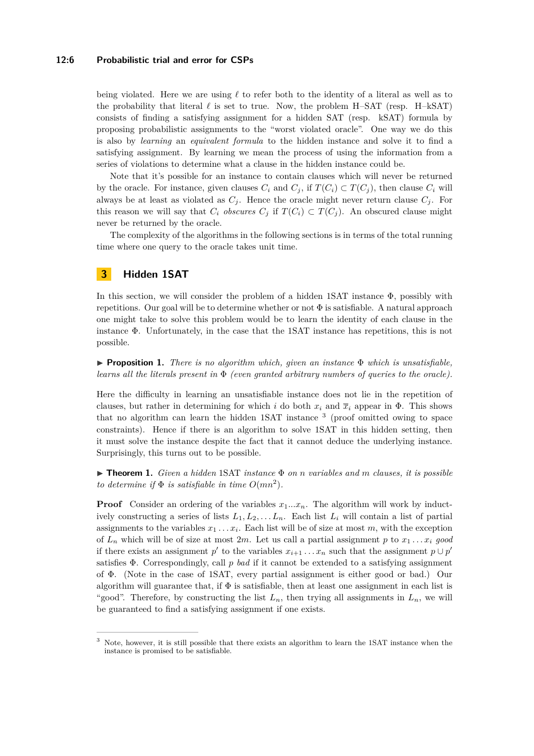being violated. Here we are using $\ell$ to refer both to the identity of a literal as well as to the probability that literal $\ell$ is set to true. Now, the problem H–SAT (resp. H–kSAT) consists of finding a satisfying assignment for a hidden SAT (resp. kSAT) formula by proposing probabilistic assignments to the "worst violated oracle". One way we do this is also by *learning* an *equivalent formula* to the hidden instance and solve it to find a satisfying assignment. By learning we mean the process of using the information from a series of violations to determine what a clause in the hidden instance could be.

Note that it's possible for an instance to contain clauses which will never be returned by the oracle. For instance, given clauses $C_i$ and $C_j$, if $T(C_i) \subset T(C_j)$, then clause $C_i$ will always be at least as violated as $C_j$. Hence the oracle might never return clause $C_j$. For this reason we will say that $C_i$ *obscures* $C_j$ if $T(C_i) \subset T(C_j)$. An obscured clause might never be returned by the oracle.

The complexity of the algorithms in the following sections is in terms of the total running time where one query to the oracle takes unit time.

## 3 Hidden 1SAT

In this section, we will consider the problem of a hidden 1SAT instance $\Phi$, possibly with repetitions. Our goal will be to determine whether or not $\Phi$ is satisfiable. A natural approach one might take to solve this problem would be to learn the identity of each clause in the instance $\Phi$. Unfortunately, in the case that the 1SAT instance has repetitions, this is not possible.

▶ **Proposition 1.** *There is no algorithm which, given an instance $\Phi$ which is unsatisfiable, learns all the literals present in $\Phi$ (even granted arbitrary numbers of queries to the oracle).*

Here the difficulty in learning an unsatisfiable instance does not lie in the repetition of clauses, but rather in determining for which $i$ do both $x_i$ and $\overline{x}_i$ appear in $\Phi$. This shows that no algorithm can learn the hidden 1SAT instance [3] (proof omitted owing to space constraints). Hence if there is an algorithm to solve 1SAT in this hidden setting, then it must solve the instance despite the fact that it cannot deduce the underlying instance. Surprisingly, this turns out to be possible.

▶ **Theorem 1.** *Given a hidden* 1SAT *instance $\Phi$ on $n$ variables and $m$ clauses, it is possible to determine if $\Phi$ is satisfiable in time $O(mn^2)$.*

**Proof** Consider an ordering of the variables $x_1 ... x_n$. The algorithm will work by inductively constructing a series of lists $L_1, L_2, \ldots L_n$. Each list $L_i$ will contain a list of partial assignments to the variables $x_1 \ldots x_i$. Each list will be of size at most $m$, with the exception of $L_n$ which will be of size at most $2m$. Let us call a partial assignment $p$ to $x_1 \ldots x_i$ *good* if there exists an assignment $p'$ to the variables $x_{i+1} \ldots x_n$ such that the assignment $p \cup p'$ satisfies $\Phi$. Correspondingly, call $p$ *bad* if it cannot be extended to a satisfying assignment of $\Phi$. (Note in the case of 1SAT, every partial assignment is either good or bad.) Our algorithm will guarantee that, if $\Phi$ is satisfiable, then at least one assignment in each list is "good". Therefore, by constructing the list $L_n$, then trying all assignments in $L_n$, we will be guaranteed to find a satisfying assignment if one exists.

[3] Note, however, it is still possible that there exists an algorithm to learn the 1SAT instance when the instance is promised to be satisfiable.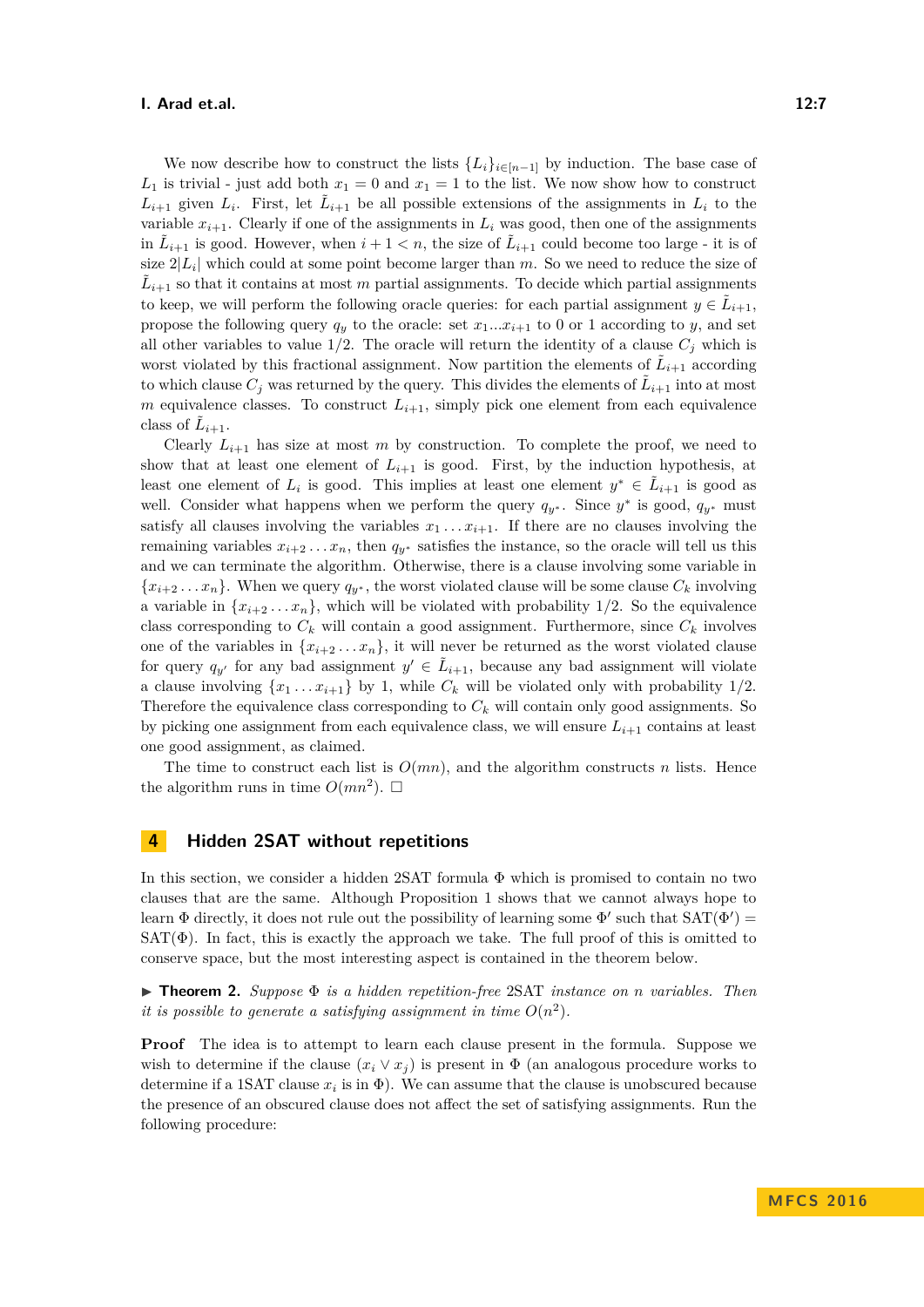We now describe how to construct the lists $\{L_i\}_{i\in[n-1]}$ by induction. The base case of $L_1$ is trivial - just add both $x_1 = 0$ and $x_1 = 1$ to the list. We now show how to construct $L_{i+1}$ given $L_i$. First, let $\tilde{L}_{i+1}$ be all possible extensions of the assignments in $L_i$ to the variable $x_{i+1}$. Clearly if one of the assignments in $L_i$ was good, then one of the assignments in $\tilde{L}_{i+1}$ is good. However, when $i+1 < n$, the size of $\tilde{L}_{i+1}$ could become too large - it is of size $2|L_i|$ which could at some point become larger than $m$. So we need to reduce the size of $\tilde{L}_{i+1}$ so that it contains at most $m$ partial assignments. To decide which partial assignments to keep, we will perform the following oracle queries: for each partial assignment $y \in \tilde{L}_{i+1}$, propose the following query $q_y$ to the oracle: set $x_1 ... x_{i+1}$ to 0 or 1 according to $y$, and set all other variables to value $1/2$. The oracle will return the identity of a clause $C_j$ which is worst violated by this fractional assignment. Now partition the elements of $\tilde{L}_{i+1}$ according to which clause $C_j$ was returned by the query. This divides the elements of $\tilde{L}_{i+1}$ into at most $m$ equivalence classes. To construct $L_{i+1}$, simply pick one element from each equivalence class of $\tilde{L}_{i+1}$.

Clearly $L_{i+1}$ has size at most $m$ by construction. To complete the proof, we need to show that at least one element of $L_{i+1}$ is good. First, by the induction hypothesis, at least one element of $L_i$ is good. This implies at least one element $y^* \in \tilde{L}_{i+1}$ is good as well. Consider what happens when we perform the query $q_{y^*}$. Since $y^*$ is good, $q_{y^*}$ must satisfy all clauses involving the variables $x_1 \dots x_{i+1}$. If there are no clauses involving the remaining variables $x_{i+2} \dots x_n$, then $q_{y^*}$ satisfies the instance, so the oracle will tell us this and we can terminate the algorithm. Otherwise, there is a clause involving some variable in $\{x_{i+2} \dots x_n\}$. When we query $q_{y^*}$, the worst violated clause will be some clause $C_k$ involving a variable in $\{x_{i+2} \dots x_n\}$, which will be violated with probability $1/2$. So the equivalence class corresponding to $C_k$ will contain a good assignment. Furthermore, since $C_k$ involves one of the variables in $\{x_{i+2} \dots x_n\}$, it will never be returned as the worst violated clause for query $q_{y'}$ for any bad assignment $y' \in \tilde{L}_{i+1}$, because any bad assignment will violate a clause involving $\{x_1 \dots x_{i+1}\}$ by 1, while $C_k$ will be violated only with probability $1/2$. Therefore the equivalence class corresponding to $C_k$ will contain only good assignments. So by picking one assignment from each equivalence class, we will ensure $L_{i+1}$ contains at least one good assignment, as claimed.

The time to construct each list is $O(mn)$, and the algorithm constructs $n$ lists. Hence the algorithm runs in time $O(mn^2)$. □

## 4 Hidden 2SAT without repetitions

In this section, we consider a hidden 2SAT formula $\Phi$ which is promised to contain no two clauses that are the same. Although Proposition 1 shows that we cannot always hope to learn $\Phi$ directly, it does not rule out the possibility of learning some $\Phi'$ such that $\mathrm{SAT}(\Phi') = \mathrm{SAT}(\Phi)$. In fact, this is exactly the approach we take. The full proof of this is omitted to conserve space, but the most interesting aspect is contained in the theorem below.

▶ **Theorem 2.** *Suppose $\Phi$ is a hidden repetition-free 2SAT instance on $n$ variables. Then it is possible to generate a satisfying assignment in time $O(n^2)$.*

**Proof** The idea is to attempt to learn each clause present in the formula. Suppose we wish to determine if the clause $(x_i \vee x_j)$ is present in $\Phi$ (an analogous procedure works to determine if a 1SAT clause $x_i$ is in $\Phi$). We can assume that the clause is unobscured because the presence of an obscured clause does not affect the set of satisfying assignments. Run the following procedure: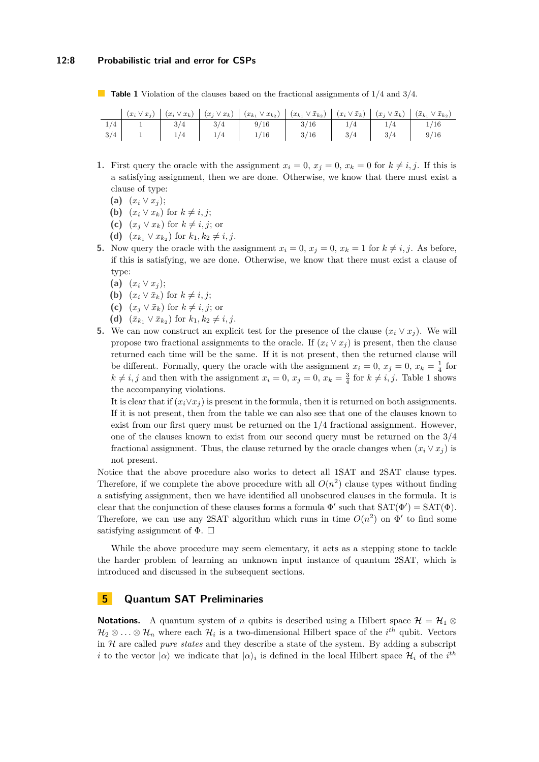**Table 1** Violation of the clauses based on the fractional assignments of 1/4 and 3/4.

| | $(x_i \vee x_j)$ | $(x_i \vee x_k)$ | $(x_j \vee x_k)$ | $(x_{k_1} \vee x_{k_2})$ | $(x_{k_1} \vee \bar{x}_{k_2})$ | $(x_i \vee \bar{x}_k)$ | $(x_j \vee \bar{x}_k)$ | $(\bar{x}_{k_1} \vee \bar{x}_{k_2})$ |
|---|---|---|---|---|---|---|---|---|
| 1/4 | 1 | 3/4 | 3/4 | 9/16 | 3/16 | 1/4 | 1/4 | 1/16 |
| 3/4 | 1 | 1/4 | 1/4 | 1/16 | 3/16 | 3/4 | 3/4 | 9/16 |

**1.** First query the oracle with the assignment $x_i = 0$, $x_j = 0$, $x_k = 0$ for $k \neq i, j$. If this is a satisfying assignment, then we are done. Otherwise, we know that there must exist a clause of type:
   **(a)** $(x_i \vee x_j)$;
   **(b)** $(x_i \vee x_k)$ for $k \neq i, j$;
   **(c)** $(x_j \vee x_k)$ for $k \neq i, j$; or
   **(d)** $(x_{k_1} \vee x_{k_2})$ for $k_1, k_2 \neq i, j$.

**5.** Now query the oracle with the assignment $x_i = 0$, $x_j = 0$, $x_k = 1$ for $k \neq i, j$. As before, if this is satisfying, we are done. Otherwise, we know that there must exist a clause of type:
   **(a)** $(x_i \vee x_j)$;
   **(b)** $(x_i \vee \bar{x}_k)$ for $k \neq i, j$;
   **(c)** $(x_j \vee \bar{x}_k)$ for $k \neq i, j$; or
   **(d)** $(\bar{x}_{k_1} \vee \bar{x}_{k_2})$ for $k_1, k_2 \neq i, j$.

**5.** We can now construct an explicit test for the presence of the clause $(x_i \vee x_j)$. We will propose two fractional assignments to the oracle. If $(x_i \vee x_j)$ is present, then the clause returned each time will be the same. If it is not present, then the returned clause will be different. Formally, query the oracle with the assignment $x_i = 0$, $x_j = 0$, $x_k = \frac{1}{4}$ for $k \neq i, j$ and then with the assignment $x_i = 0$, $x_j = 0$, $x_k = \frac{3}{4}$ for $k \neq i, j$. Table 1 shows the accompanying violations.

It is clear that if $(x_i \vee x_j)$ is present in the formula, then it is returned on both assignments. If it is not present, then from the table we can also see that one of the clauses known to exist from our first query must be returned on the 1/4 fractional assignment. However, one of the clauses known to exist from our second query must be returned on the 3/4 fractional assignment. Thus, the clause returned by the oracle changes when $(x_i \vee x_j)$ is not present.

Notice that the above procedure also works to detect all 1SAT and 2SAT clause types. Therefore, if we complete the above procedure with all $O(n^2)$ clause types without finding a satisfying assignment, then we have identified all unobscured clauses in the formula. It is clear that the conjunction of these clauses forms a formula $\Phi'$ such that $\mathrm{SAT}(\Phi') = \mathrm{SAT}(\Phi)$. Therefore, we can use any 2SAT algorithm which runs in time $O(n^2)$ on $\Phi'$ to find some satisfying assignment of $\Phi$. $\square$

While the above procedure may seem elementary, it acts as a stepping stone to tackle the harder problem of learning an unknown input instance of quantum 2SAT, which is introduced and discussed in the subsequent sections.

## 5 Quantum SAT Preliminaries

**Notations.** A quantum system of $n$ qubits is described using a Hilbert space $\mathcal{H} = \mathcal{H}_1 \otimes \mathcal{H}_2 \otimes \ldots \otimes \mathcal{H}_n$ where each $\mathcal{H}_i$ is a two-dimensional Hilbert space of the $i^{th}$ qubit. Vectors in $\mathcal{H}$ are called *pure states* and they describe a state of the system. By adding a subscript $i$ to the vector $|\alpha\rangle$ we indicate that $|\alpha\rangle_i$ is defined in the local Hilbert space $\mathcal{H}_i$ of the $i^{th}$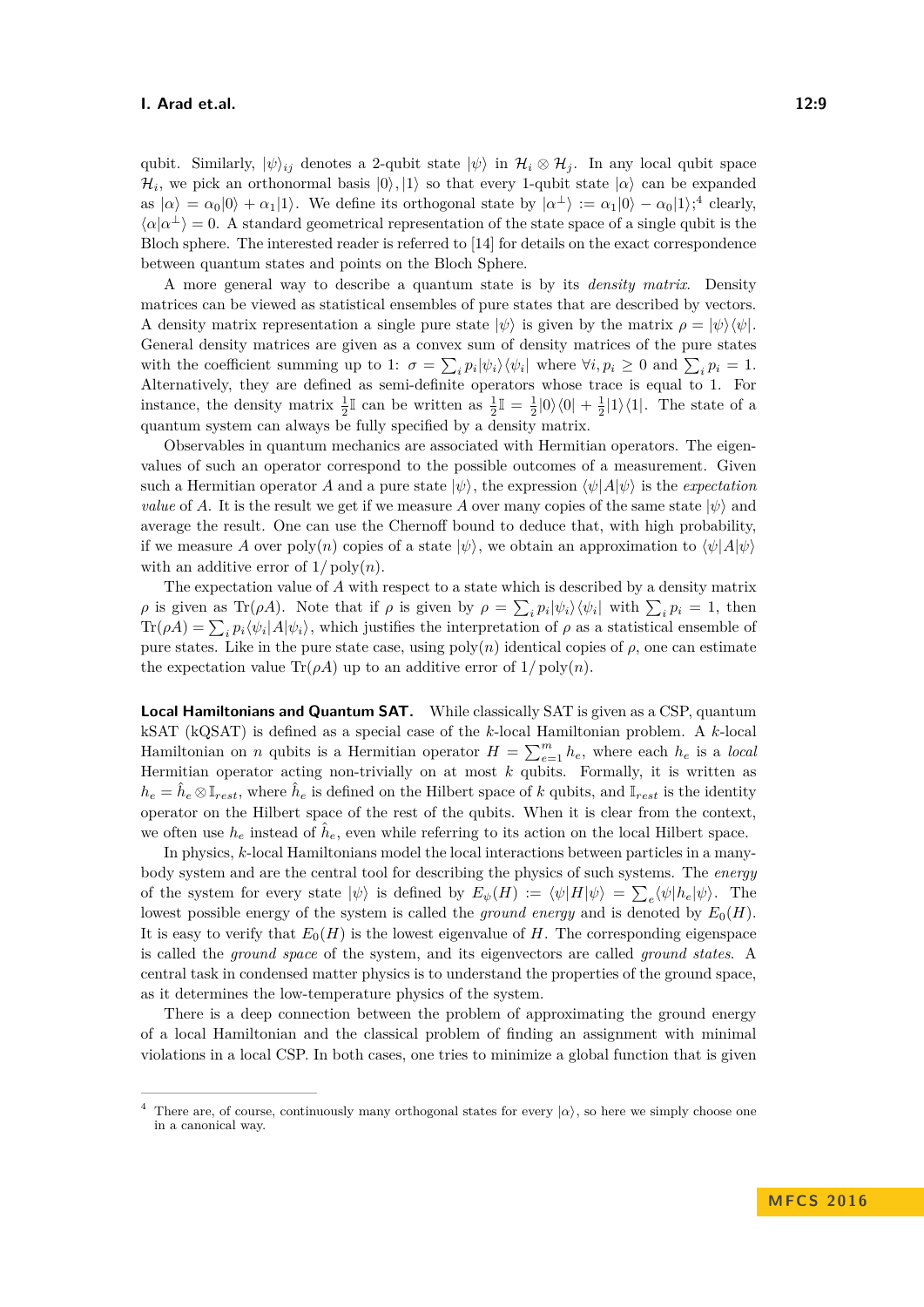qubit. Similarly, $|\psi\rangle_{ij}$ denotes a 2-qubit state $|\psi\rangle$ in $\mathcal{H}_i \otimes \mathcal{H}_j$. In any local qubit space $\mathcal{H}_i$, we pick an orthonormal basis $|0\rangle, |1\rangle$ so that every 1-qubit state $|\alpha\rangle$ can be expanded as $|\alpha\rangle = \alpha_0|0\rangle + \alpha_1|1\rangle$. We define its orthogonal state by $|\alpha^\perp\rangle := \alpha_1|0\rangle - \alpha_0|1\rangle$;[4] clearly, $\langle\alpha|\alpha^\perp\rangle = 0$. A standard geometrical representation of the state space of a single qubit is the Bloch sphere. The interested reader is referred to [14] for details on the exact correspondence between quantum states and points on the Bloch Sphere.

A more general way to describe a quantum state is by its *density matrix*. Density matrices can be viewed as statistical ensembles of pure states that are described by vectors. A density matrix representation a single pure state $|\psi\rangle$ is given by the matrix $\rho = |\psi\rangle\langle\psi|$. General density matrices are given as a convex sum of density matrices of the pure states with the coefficient summing up to 1: $\sigma = \sum_i p_i|\psi_i\rangle\langle\psi_i|$ where $\forall i, p_i \geq 0$ and $\sum_i p_i = 1$. Alternatively, they are defined as semi-definite operators whose trace is equal to 1. For instance, the density matrix $\frac{1}{2}\mathbb{I}$ can be written as $\frac{1}{2}\mathbb{I} = \frac{1}{2}|0\rangle\langle 0| + \frac{1}{2}|1\rangle\langle 1|$. The state of a quantum system can always be fully specified by a density matrix.

Observables in quantum mechanics are associated with Hermitian operators. The eigenvalues of such an operator correspond to the possible outcomes of a measurement. Given such a Hermitian operator $A$ and a pure state $|\psi\rangle$, the expression $\langle\psi|A|\psi\rangle$ is the *expectation value* of $A$. It is the result we get if we measure $A$ over many copies of the same state $|\psi\rangle$ and average the result. One can use the Chernoff bound to deduce that, with high probability, if we measure $A$ over $\mathrm{poly}(n)$ copies of a state $|\psi\rangle$, we obtain an approximation to $\langle\psi|A|\psi\rangle$ with an additive error of $1/\mathrm{poly}(n)$.

The expectation value of $A$ with respect to a state which is described by a density matrix $\rho$ is given as $\mathrm{Tr}(\rho A)$. Note that if $\rho$ is given by $\rho = \sum_i p_i|\psi_i\rangle\langle\psi_i|$ with $\sum_i p_i = 1$, then $\mathrm{Tr}(\rho A) = \sum_i p_i\langle\psi_i|A|\psi_i\rangle$, which justifies the interpretation of $\rho$ as a statistical ensemble of pure states. Like in the pure state case, using $\mathrm{poly}(n)$ identical copies of $\rho$, one can estimate the expectation value $\mathrm{Tr}(\rho A)$ up to an additive error of $1/\mathrm{poly}(n)$.

**Local Hamiltonians and Quantum SAT.** While classically SAT is given as a CSP, quantum kSAT (kQSAT) is defined as a special case of the $k$-local Hamiltonian problem. A $k$-local Hamiltonian on $n$ qubits is a Hermitian operator $H = \sum_{e=1}^m h_e$, where each $h_e$ is a *local* Hermitian operator acting non-trivially on at most $k$ qubits. Formally, it is written as $h_e = \hat{h}_e \otimes \mathbb{I}_{rest}$, where $\hat{h}_e$ is defined on the Hilbert space of $k$ qubits, and $\mathbb{I}_{rest}$ is the identity operator on the Hilbert space of the rest of the qubits. When it is clear from the context, we often use $h_e$ instead of $\hat{h}_e$, even while referring to its action on the local Hilbert space.

In physics, $k$-local Hamiltonians model the local interactions between particles in a many-body system and are the central tool for describing the physics of such systems. The *energy* of the system for every state $|\psi\rangle$ is defined by $E_\psi(H) := \langle\psi|H|\psi\rangle = \sum_e\langle\psi|h_e|\psi\rangle$. The lowest possible energy of the system is called the *ground energy* and is denoted by $E_0(H)$. It is easy to verify that $E_0(H)$ is the lowest eigenvalue of $H$. The corresponding eigenspace is called the *ground space* of the system, and its eigenvectors are called *ground states*. A central task in condensed matter physics is to understand the properties of the ground space, as it determines the low-temperature physics of the system.

There is a deep connection between the problem of approximating the ground energy of a local Hamiltonian and the classical problem of finding an assignment with minimal violations in a local CSP. In both cases, one tries to minimize a global function that is given

[4] There are, of course, continuously many orthogonal states for every $|\alpha\rangle$, so here we simply choose one in a canonical way.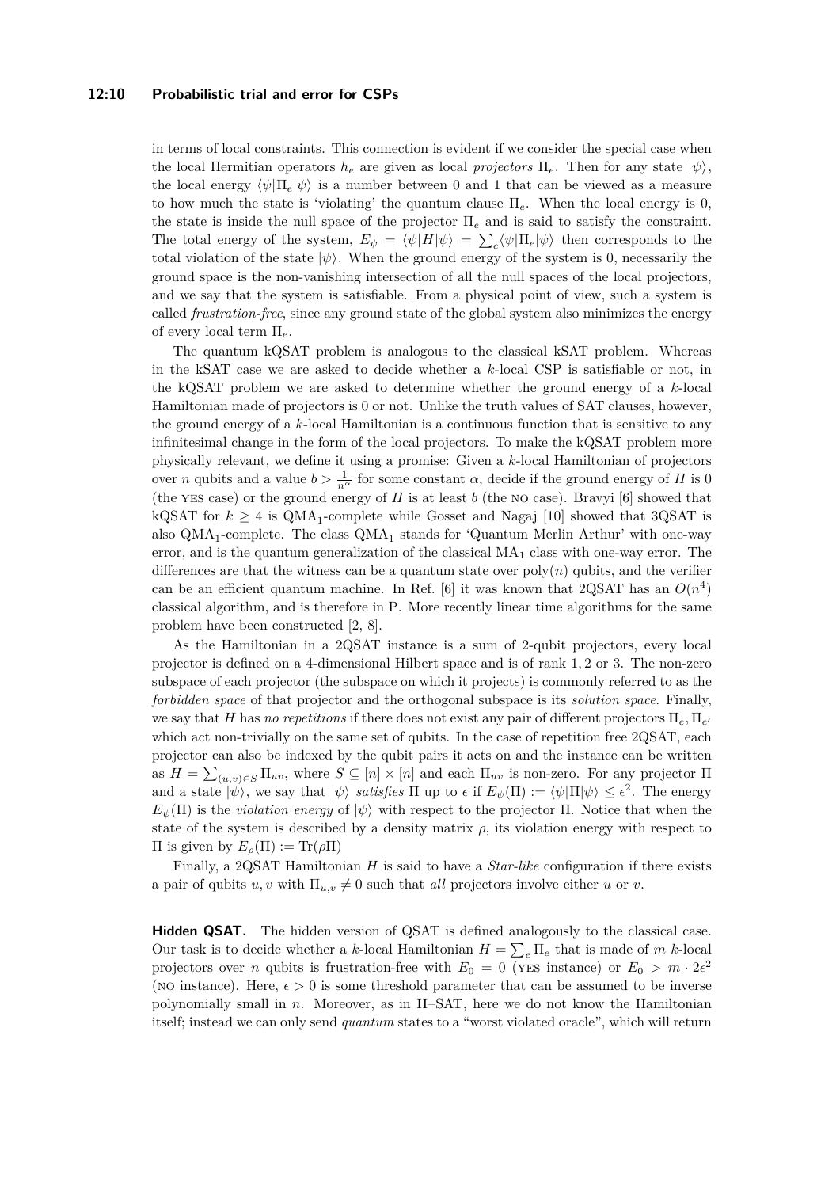in terms of local constraints. This connection is evident if we consider the special case when the local Hermitian operators $h_e$ are given as local *projectors* $\Pi_e$. Then for any state $|\psi\rangle$, the local energy $\langle\psi|\Pi_e|\psi\rangle$ is a number between 0 and 1 that can be viewed as a measure to how much the state is 'violating' the quantum clause $\Pi_e$. When the local energy is 0, the state is inside the null space of the projector $\Pi_e$ and is said to satisfy the constraint. The total energy of the system, $E_\psi = \langle\psi|H|\psi\rangle = \sum_e \langle\psi|\Pi_e|\psi\rangle$ then corresponds to the total violation of the state $|\psi\rangle$. When the ground energy of the system is 0, necessarily the ground space is the non-vanishing intersection of all the null spaces of the local projectors, and we say that the system is satisfiable. From a physical point of view, such a system is called *frustration-free*, since any ground state of the global system also minimizes the energy of every local term $\Pi_e$.

The quantum kQSAT problem is analogous to the classical kSAT problem. Whereas in the kSAT case we are asked to decide whether a $k$-local CSP is satisfiable or not, in the kQSAT problem we are asked to determine whether the ground energy of a $k$-local Hamiltonian made of projectors is 0 or not. Unlike the truth values of SAT clauses, however, the ground energy of a $k$-local Hamiltonian is a continuous function that is sensitive to any infinitesimal change in the form of the local projectors. To make the kQSAT problem more physically relevant, we define it using a promise: Given a $k$-local Hamiltonian of projectors over $n$ qubits and a value $b > \frac{1}{n^\alpha}$ for some constant $\alpha$, decide if the ground energy of $H$ is 0 (the YES case) or the ground energy of $H$ is at least $b$ (the NO case). Bravyi [6] showed that kQSAT for $k \geq 4$ is $\text{QMA}_1$-complete while Gosset and Nagaj [10] showed that 3QSAT is also $\text{QMA}_1$-complete. The class $\text{QMA}_1$ stands for 'Quantum Merlin Arthur' with one-way error, and is the quantum generalization of the classical $\text{MA}_1$ class with one-way error. The differences are that the witness can be a quantum state over $\text{poly}(n)$ qubits, and the verifier can be an efficient quantum machine. In Ref. [6] it was known that 2QSAT has an $O(n^4)$ classical algorithm, and is therefore in P. More recently linear time algorithms for the same problem have been constructed [2, 8].

As the Hamiltonian in a 2QSAT instance is a sum of 2-qubit projectors, every local projector is defined on a 4-dimensional Hilbert space and is of rank 1, 2 or 3. The non-zero subspace of each projector (the subspace on which it projects) is commonly referred to as the *forbidden space* of that projector and the orthogonal subspace is its *solution space*. Finally, we say that $H$ has *no repetitions* if there does not exist any pair of different projectors $\Pi_e, \Pi_{e'}$ which act non-trivially on the same set of qubits. In the case of repetition free 2QSAT, each projector can also be indexed by the qubit pairs it acts on and the instance can be written as $H = \sum_{(u,v)\in S} \Pi_{uv}$, where $S \subseteq [n] \times [n]$ and each $\Pi_{uv}$ is non-zero. For any projector $\Pi$ and a state $|\psi\rangle$, we say that $|\psi\rangle$ *satisfies* $\Pi$ up to $\epsilon$ if $E_\psi(\Pi) := \langle\psi|\Pi|\psi\rangle \leq \epsilon^2$. The energy $E_\psi(\Pi)$ is the *violation energy* of $|\psi\rangle$ with respect to the projector $\Pi$. Notice that when the state of the system is described by a density matrix $\rho$, its violation energy with respect to $\Pi$ is given by $E_\rho(\Pi) := \text{Tr}(\rho\Pi)$

Finally, a 2QSAT Hamiltonian $H$ is said to have a *Star-like* configuration if there exists a pair of qubits $u, v$ with $\Pi_{u,v} \neq 0$ such that *all* projectors involve either $u$ or $v$.

**Hidden QSAT.** The hidden version of QSAT is defined analogously to the classical case. Our task is to decide whether a $k$-local Hamiltonian $H = \sum_e \Pi_e$ that is made of $m$ $k$-local projectors over $n$ qubits is frustration-free with $E_0 = 0$ (YES instance) or $E_0 > m \cdot 2\epsilon^2$ (NO instance). Here, $\epsilon > 0$ is some threshold parameter that can be assumed to be inverse polynomially small in $n$. Moreover, as in H–SAT, here we do not know the Hamiltonian itself; instead we can only send *quantum* states to a "worst violated oracle", which will return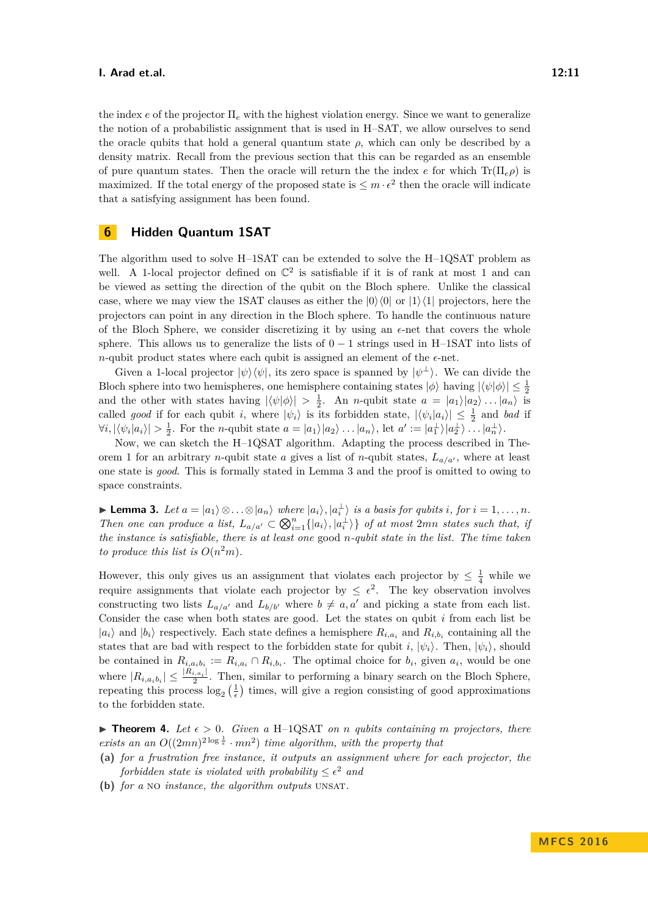the index $e$ of the projector $\Pi_e$ with the highest violation energy. Since we want to generalize the notion of a probabilistic assignment that is used in H–SAT, we allow ourselves to send the oracle qubits that hold a general quantum state $\rho$, which can only be described by a density matrix. Recall from the previous section that this can be regarded as an ensemble of pure quantum states. Then the oracle will return the the index $e$ for which $\mathrm{Tr}(\Pi_e \rho)$ is maximized. If the total energy of the proposed state is $\leq m \cdot \epsilon^2$ then the oracle will indicate that a satisfying assignment has been found.

## 6 Hidden Quantum 1SAT

The algorithm used to solve H–1SAT can be extended to solve the H–1QSAT problem as well. A 1-local projector defined on $\mathbb{C}^2$ is satisfiable if it is of rank at most 1 and can be viewed as setting the direction of the qubit on the Bloch sphere. Unlike the classical case, where we may view the 1SAT clauses as either the $|0\rangle\langle 0|$ or $|1\rangle\langle 1|$ projectors, here the projectors can point in any direction in the Bloch sphere. To handle the continuous nature of the Bloch Sphere, we consider discretizing it by using an $\epsilon$-net that covers the whole sphere. This allows us to generalize the lists of $0-1$ strings used in H–1SAT into lists of $n$-qubit product states where each qubit is assigned an element of the $\epsilon$-net.

Given a 1-local projector $|\psi\rangle\langle\psi|$, its zero space is spanned by $|\psi^{\perp}\rangle$. We can divide the Bloch sphere into two hemispheres, one hemisphere containing states $|\phi\rangle$ having $|\langle\psi|\phi\rangle| \leq \frac{1}{2}$ and the other with states having $|\langle\psi|\phi\rangle| > \frac{1}{2}$. An $n$-qubit state $a = |a_1\rangle|a_2\rangle \ldots |a_n\rangle$ is called *good* if for each qubit $i$, where $|\psi_i\rangle$ is its forbidden state, $|\langle\psi_i|a_i\rangle| \leq \frac{1}{2}$ and *bad* if $\forall i, |\langle\psi_i|a_i\rangle| > \frac{1}{2}$. For the $n$-qubit state $a = |a_1\rangle|a_2\rangle \ldots |a_n\rangle$, let $a' := |a_1^{\perp}\rangle|a_2^{\perp}\rangle \ldots |a_n^{\perp}\rangle$.

Now, we can sketch the H–1QSAT algorithm. Adapting the process described in Theorem 1 for an arbitrary $n$-qubit state $a$ gives a list of $n$-qubit states, $L_{a/a'}$, where at least one state is *good*. This is formally stated in Lemma 3 and the proof is omitted to owing to space constraints.

▶ **Lemma 3.** *Let $a = |a_1\rangle \otimes \ldots \otimes |a_n\rangle$ where $|a_i\rangle, |a_i^{\perp}\rangle$ is a basis for qubits $i$, for $i = 1, \ldots, n$. Then one can produce a list, $L_{a/a'} \subset \bigotimes_{i=1}^{n} \{|a_i\rangle, |a_i^{\perp}\rangle\}$ of at most $2mn$ states such that, if the instance is satisfiable, there is at least one* good *$n$-qubit state in the list. The time taken to produce this list is $O(n^2 m)$.*

However, this only gives us an assignment that violates each projector by $\leq \frac{1}{4}$ while we require assignments that violate each projector by $\leq \epsilon^2$. The key observation involves constructing two lists $L_{a/a'}$ and $L_{b/b'}$ where $b \neq a, a'$ and picking a state from each list. Consider the case when both states are good. Let the states on qubit $i$ from each list be $|a_i\rangle$ and $|b_i\rangle$ respectively. Each state defines a hemisphere $R_{i,a_i}$ and $R_{i,b_i}$ containing all the states that are bad with respect to the forbidden state for qubit $i$, $|\psi_i\rangle$. Then, $|\psi_i\rangle$, should be contained in $R_{i,a_i b_i} := R_{i,a_i} \cap R_{i,b_i}$. The optimal choice for $b_i$, given $a_i$, would be one where $|R_{i,a_i b_i}| \leq \frac{|R_{i,a_i}|}{2}$. Then, similar to performing a binary search on the Bloch Sphere, repeating this process $\log_2\left(\frac{1}{\epsilon}\right)$ times, will give a region consisting of good approximations to the forbidden state.

▶ **Theorem 4.** *Let $\epsilon > 0$. Given a H–1QSAT on $n$ qubits containing $m$ projectors, there exists an an $O((2mn)^{2\log\frac{1}{\epsilon}} \cdot mn^2)$ time algorithm, with the property that*

**(a)** *for a frustration free instance, it outputs an assignment where for each projector, the forbidden state is violated with probability $\leq \epsilon^2$ and*

**(b)** *for a* NO *instance, the algorithm outputs* UNSAT.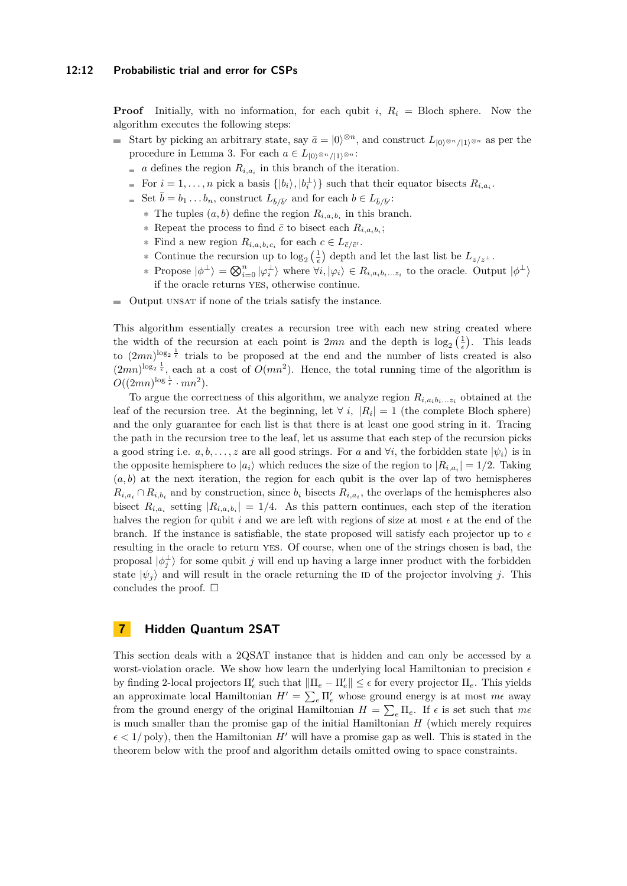**Proof** Initially, with no information, for each qubit $i$, $R_i$ = Bloch sphere. Now the algorithm executes the following steps:

- Start by picking an arbitrary state, say $\bar{a} = |0\rangle^{\otimes n}$, and construct $L_{|0\rangle^{\otimes n}/|1\rangle^{\otimes n}}$ as per the procedure in Lemma 3. For each $a \in L_{|0\rangle^{\otimes n}/|1\rangle^{\otimes n}}$:
  - $a$ defines the region $R_{i,a_i}$ in this branch of the iteration.
  - For $i = 1, \ldots, n$ pick a basis $\{|b_i\rangle, |b_i^{\perp}\rangle\}$ such that their equator bisects $R_{i,a_i}$.
  - Set $\bar{b} = b_1 \ldots b_n$, construct $L_{\bar{b}/\bar{b}'}$ and for each $b \in L_{\bar{b}/\bar{b}'}$:
    - The tuples $(a, b)$ define the region $R_{i,a_i b_i}$ in this branch.
    - Repeat the process to find $\bar{c}$ to bisect each $R_{i,a_i b_i}$;
    - Find a new region $R_{i,a_i b_i c_i}$ for each $c \in L_{\bar{c}/\bar{c}'}$.
    - Continue the recursion up to $\log_2\left(\frac{1}{\epsilon}\right)$ depth and let the last list be $L_{z/z^{\perp}}$.
    - Propose $|\phi^{\perp}\rangle = \bigotimes_{i=0}^{n} |\varphi_i^{\perp}\rangle$ where $\forall i, |\varphi_i\rangle \in R_{i,a_i b_i \ldots z_i}$ to the oracle. Output $|\phi^{\perp}\rangle$ if the oracle returns YES, otherwise continue.
- Output UNSAT if none of the trials satisfy the instance.

This algorithm essentially creates a recursion tree with each new string created where the width of the recursion at each point is $2mn$ and the depth is $\log_2\left(\frac{1}{\epsilon}\right)$. This leads to $(2mn)^{\log_2 \frac{1}{\epsilon}}$ trials to be proposed at the end and the number of lists created is also $(2mn)^{\log_2 \frac{1}{\epsilon}}$, each at a cost of $O(mn^2)$. Hence, the total running time of the algorithm is $O((2mn)^{\log \frac{1}{\epsilon}} \cdot mn^2)$.

To argue the correctness of this algorithm, we analyze region $R_{i,a_i b_i \ldots z_i}$ obtained at the leaf of the recursion tree. At the beginning, let $\forall\, i,\ |R_i| = 1$ (the complete Bloch sphere) and the only guarantee for each list is that there is at least one good string in it. Tracing the path in the recursion tree to the leaf, let us assume that each step of the recursion picks a good string i.e. $a, b, \ldots, z$ are all good strings. For $a$ and $\forall i$, the forbidden state $|\psi_i\rangle$ is in the opposite hemisphere to $|a_i\rangle$ which reduces the size of the region to $|R_{i,a_i}| = 1/2$. Taking $(a, b)$ at the next iteration, the region for each qubit is the over lap of two hemispheres $R_{i,a_i} \cap R_{i,b_i}$ and by construction, since $b_i$ bisects $R_{i,a_i}$, the overlaps of the hemispheres also bisect $R_{i,a_i}$ setting $|R_{i,a_i b_i}| = 1/4$. As this pattern continues, each step of the iteration halves the region for qubit $i$ and we are left with regions of size at most $\epsilon$ at the end of the branch. If the instance is satisfiable, the state proposed will satisfy each projector up to $\epsilon$ resulting in the oracle to return YES. Of course, when one of the strings chosen is bad, the proposal $|\phi_j^{\perp}\rangle$ for some qubit $j$ will end up having a large inner product with the forbidden state $|\psi_j\rangle$ and will result in the oracle returning the ID of the projector involving $j$. This concludes the proof. ◻

## 7 Hidden Quantum 2SAT

This section deals with a 2QSAT instance that is hidden and can only be accessed by a worst-violation oracle. We show how learn the underlying local Hamiltonian to precision $\epsilon$ by finding 2-local projectors $\Pi'_e$ such that $\|\Pi_e - \Pi'_e\| \le \epsilon$ for every projector $\Pi_e$. This yields an approximate local Hamiltonian $H' = \sum_e \Pi'_e$ whose ground energy is at most $m\epsilon$ away from the ground energy of the original Hamiltonian $H = \sum_e \Pi_e$. If $\epsilon$ is set such that $m\epsilon$ is much smaller than the promise gap of the initial Hamiltonian $H$ (which merely requires $\epsilon < 1/\operatorname{poly}$), then the Hamiltonian $H'$ will have a promise gap as well. This is stated in the theorem below with the proof and algorithm details omitted owing to space constraints.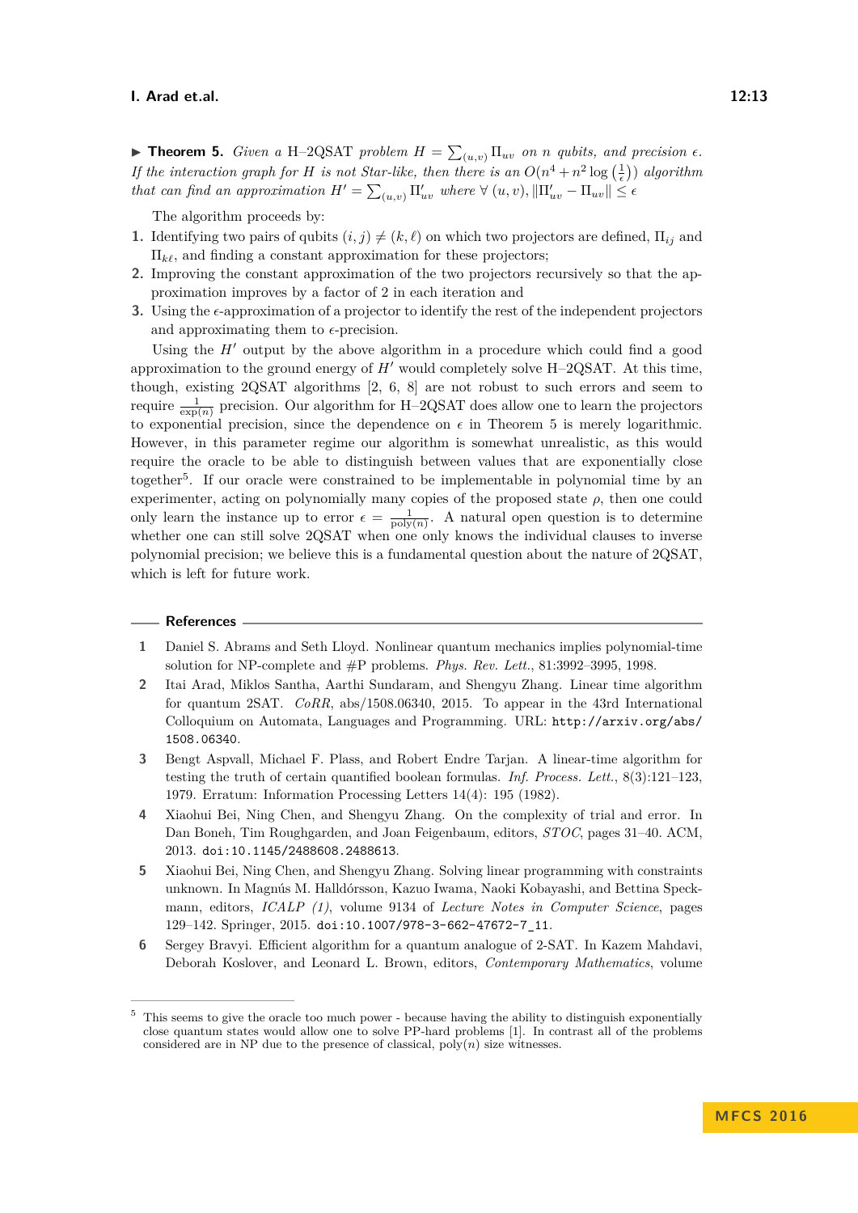▶ **Theorem 5.** *Given a* H–2QSAT *problem* $H = \sum_{(u,v)} \Pi_{uv}$ *on* $n$ *qubits, and precision* $\epsilon$*. If the interaction graph for* $H$ *is not Star-like, then there is an* $O(n^4 + n^2 \log\left(\frac{1}{\epsilon}\right))$ *algorithm that can find an approximation* $H' = \sum_{(u,v)} \Pi'_{uv}$ *where* $\forall\,(u,v), \|\Pi'_{uv} - \Pi_{uv}\| \le \epsilon$

The algorithm proceeds by:

1. Identifying two pairs of qubits $(i,j) \neq (k,\ell)$ on which two projectors are defined, $\Pi_{ij}$ and $\Pi_{k\ell}$, and finding a constant approximation for these projectors;
2. Improving the constant approximation of the two projectors recursively so that the approximation improves by a factor of 2 in each iteration and
3. Using the $\epsilon$-approximation of a projector to identify the rest of the independent projectors and approximating them to $\epsilon$-precision.

Using the $H'$ output by the above algorithm in a procedure which could find a good approximation to the ground energy of $H'$ would completely solve H–2QSAT. At this time, though, existing 2QSAT algorithms [2, 6, 8] are not robust to such errors and seem to require $\frac{1}{\exp(n)}$ precision. Our algorithm for H–2QSAT does allow one to learn the projectors to exponential precision, since the dependence on $\epsilon$ in Theorem 5 is merely logarithmic. However, in this parameter regime our algorithm is somewhat unrealistic, as this would require the oracle to be able to distinguish between values that are exponentially close together[5]. If our oracle were constrained to be implementable in polynomial time by an experimenter, acting on polynomially many copies of the proposed state $\rho$, then one could only learn the instance up to error $\epsilon = \frac{1}{\text{poly}(n)}$. A natural open question is to determine whether one can still solve 2QSAT when one only knows the individual clauses to inverse polynomial precision; we believe this is a fundamental question about the nature of 2QSAT, which is left for future work.

## References

1. Daniel S. Abrams and Seth Lloyd. Nonlinear quantum mechanics implies polynomial-time solution for NP-complete and #P problems. *Phys. Rev. Lett.*, 81:3992–3995, 1998.
2. Itai Arad, Miklos Santha, Aarthi Sundaram, and Shengyu Zhang. Linear time algorithm for quantum 2SAT. *CoRR*, abs/1508.06340, 2015. To appear in the 43rd International Colloquium on Automata, Languages and Programming. URL: http://arxiv.org/abs/1508.06340.
3. Bengt Aspvall, Michael F. Plass, and Robert Endre Tarjan. A linear-time algorithm for testing the truth of certain quantified boolean formulas. *Inf. Process. Lett.*, 8(3):121–123, 1979. Erratum: Information Processing Letters 14(4): 195 (1982).
4. Xiaohui Bei, Ning Chen, and Shengyu Zhang. On the complexity of trial and error. In Dan Boneh, Tim Roughgarden, and Joan Feigenbaum, editors, *STOC*, pages 31–40. ACM, 2013. doi:10.1145/2488608.2488613.
5. Xiaohui Bei, Ning Chen, and Shengyu Zhang. Solving linear programming with constraints unknown. In Magnús M. Halldórsson, Kazuo Iwama, Naoki Kobayashi, and Bettina Speckmann, editors, *ICALP (1)*, volume 9134 of *Lecture Notes in Computer Science*, pages 129–142. Springer, 2015. doi:10.1007/978-3-662-47672-7_11.
6. Sergey Bravyi. Efficient algorithm for a quantum analogue of 2-SAT. In Kazem Mahdavi, Deborah Koslover, and Leonard L. Brown, editors, *Contemporary Mathematics*, volume

[5] This seems to give the oracle too much power - because having the ability to distinguish exponentially close quantum states would allow one to solve PP-hard problems [1]. In contrast all of the problems considered are in NP due to the presence of classical, poly($n$) size witnesses.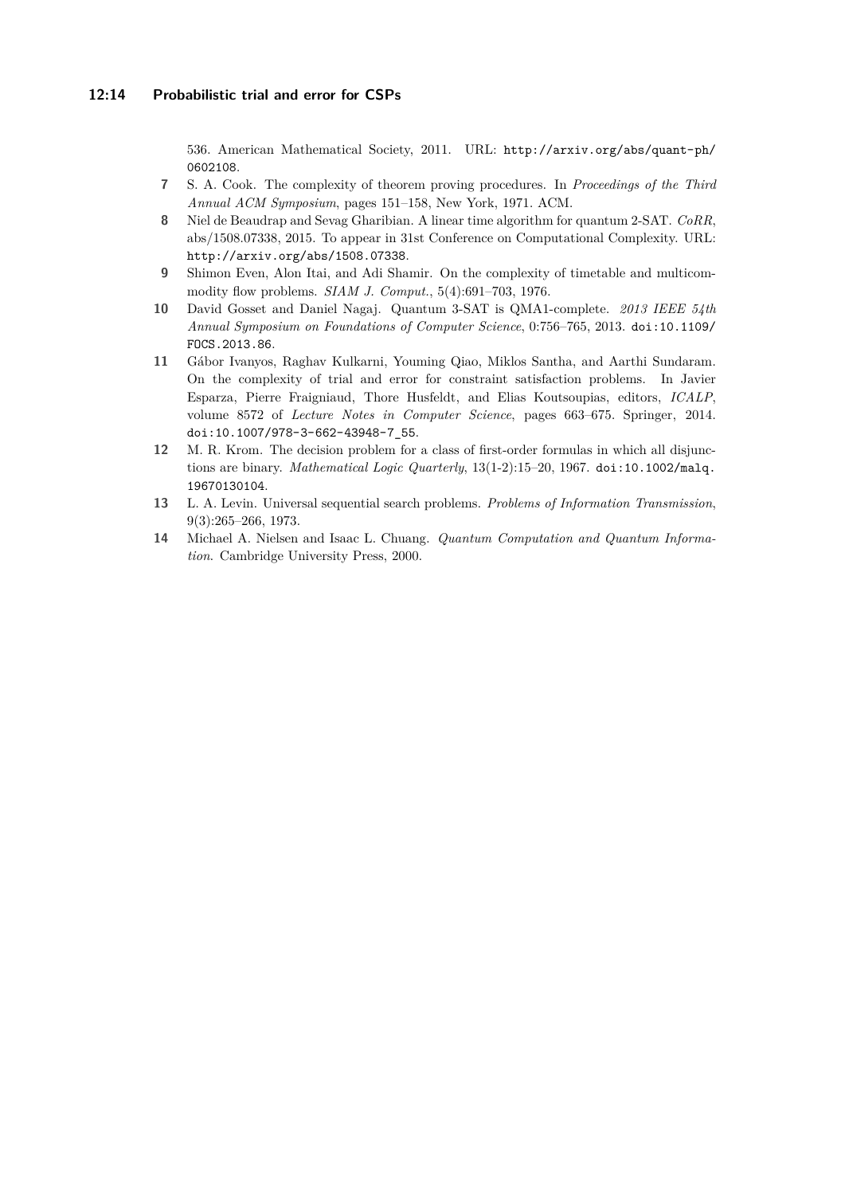536. American Mathematical Society, 2011. URL: http://arxiv.org/abs/quant-ph/0602108.

7 S. A. Cook. The complexity of theorem proving procedures. In *Proceedings of the Third Annual ACM Symposium*, pages 151–158, New York, 1971. ACM.

8 Niel de Beaudrap and Sevag Gharibian. A linear time algorithm for quantum 2-SAT. *CoRR*, abs/1508.07338, 2015. To appear in 31st Conference on Computational Complexity. URL: http://arxiv.org/abs/1508.07338.

9 Shimon Even, Alon Itai, and Adi Shamir. On the complexity of timetable and multicommodity flow problems. *SIAM J. Comput.*, 5(4):691–703, 1976.

10 David Gosset and Daniel Nagaj. Quantum 3-SAT is QMA1-complete. *2013 IEEE 54th Annual Symposium on Foundations of Computer Science*, 0:756–765, 2013. doi:10.1109/FOCS.2013.86.

11 Gábor Ivanyos, Raghav Kulkarni, Youming Qiao, Miklos Santha, and Aarthi Sundaram. On the complexity of trial and error for constraint satisfaction problems. In Javier Esparza, Pierre Fraigniaud, Thore Husfeldt, and Elias Koutsoupias, editors, *ICALP*, volume 8572 of *Lecture Notes in Computer Science*, pages 663–675. Springer, 2014. doi:10.1007/978-3-662-43948-7_55.

12 M. R. Krom. The decision problem for a class of first-order formulas in which all disjunctions are binary. *Mathematical Logic Quarterly*, 13(1-2):15–20, 1967. doi:10.1002/malq.19670130104.

13 L. A. Levin. Universal sequential search problems. *Problems of Information Transmission*, 9(3):265–266, 1973.

14 Michael A. Nielsen and Isaac L. Chuang. *Quantum Computation and Quantum Information*. Cambridge University Press, 2000.